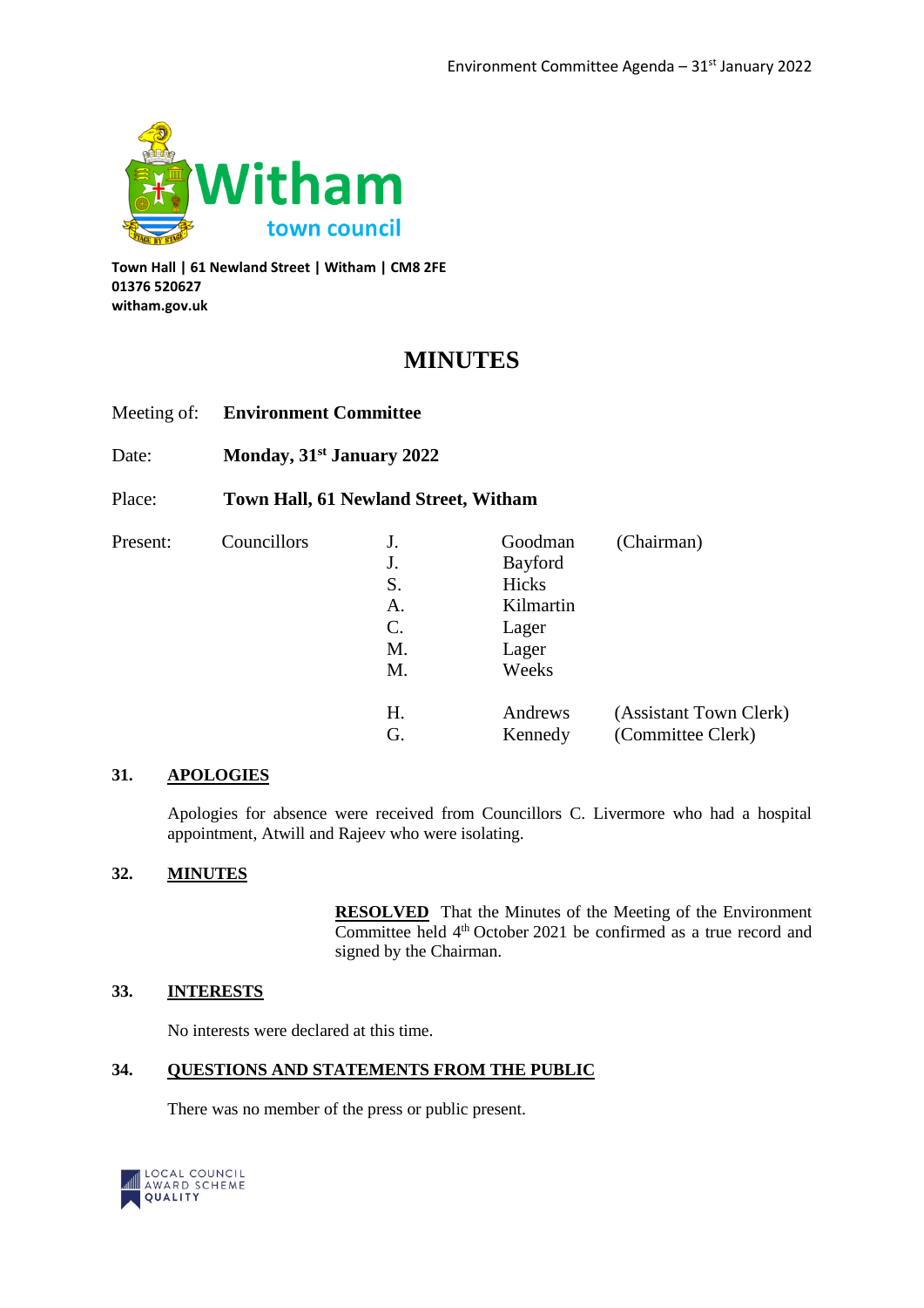**Witham town council**

**Town Hall | 61 Newland Street | Witham | CM8 2FE**
**01376 520627**
**witham.gov.uk**

# MINUTES

Meeting of: **Environment Committee**

Date: **Monday, 31st January 2022**

Place: **Town Hall, 61 Newland Street, Witham**

| Present: | Councillors | J. | Goodman | (Chairman) |
|---|---|---|---|---|
| | | J. | Bayford | |
| | | S. | Hicks | |
| | | A. | Kilmartin | |
| | | C. | Lager | |
| | | M. | Lager | |
| | | M. | Weeks | |
| | | H. | Andrews | (Assistant Town Clerk) |
| | | G. | Kennedy | (Committee Clerk) |

## 31. APOLOGIES

Apologies for absence were received from Councillors C. Livermore who had a hospital appointment, Atwill and Rajeev who were isolating.

## 32. MINUTES

**RESOLVED** That the Minutes of the Meeting of the Environment Committee held 4th October 2021 be confirmed as a true record and signed by the Chairman.

## 33. INTERESTS

No interests were declared at this time.

## 34. QUESTIONS AND STATEMENTS FROM THE PUBLIC

There was no member of the press or public present.

LOCAL COUNCIL AWARD SCHEME QUALITY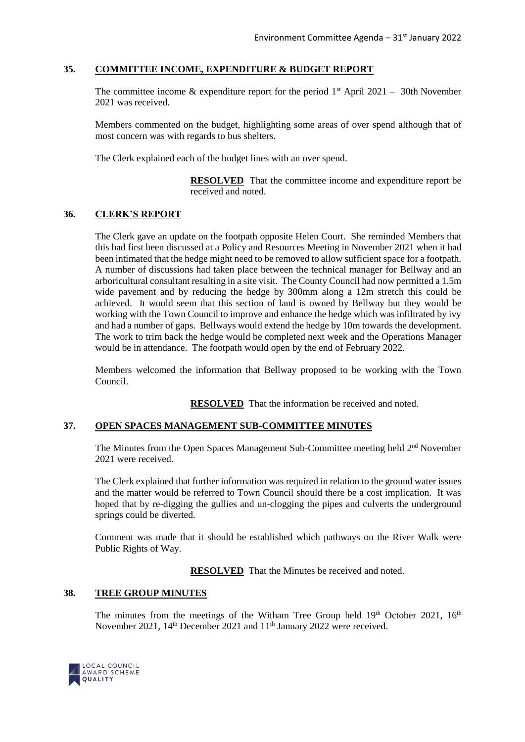## 35. COMMITTEE INCOME, EXPENDITURE & BUDGET REPORT

The committee income & expenditure report for the period 1st April 2021 – 30th November 2021 was received.

Members commented on the budget, highlighting some areas of over spend although that of most concern was with regards to bus shelters.

The Clerk explained each of the budget lines with an over spend.

**RESOLVED** That the committee income and expenditure report be received and noted.

## 36. CLERK'S REPORT

The Clerk gave an update on the footpath opposite Helen Court. She reminded Members that this had first been discussed at a Policy and Resources Meeting in November 2021 when it had been intimated that the hedge might need to be removed to allow sufficient space for a footpath. A number of discussions had taken place between the technical manager for Bellway and an arboricultural consultant resulting in a site visit. The County Council had now permitted a 1.5m wide pavement and by reducing the hedge by 300mm along a 12m stretch this could be achieved. It would seem that this section of land is owned by Bellway but they would be working with the Town Council to improve and enhance the hedge which was infiltrated by ivy and had a number of gaps. Bellways would extend the hedge by 10m towards the development. The work to trim back the hedge would be completed next week and the Operations Manager would be in attendance. The footpath would open by the end of February 2022.

Members welcomed the information that Bellway proposed to be working with the Town Council.

**RESOLVED** That the information be received and noted.

## 37. OPEN SPACES MANAGEMENT SUB-COMMITTEE MINUTES

The Minutes from the Open Spaces Management Sub-Committee meeting held 2nd November 2021 were received.

The Clerk explained that further information was required in relation to the ground water issues and the matter would be referred to Town Council should there be a cost implication. It was hoped that by re-digging the gullies and un-clogging the pipes and culverts the underground springs could be diverted.

Comment was made that it should be established which pathways on the River Walk were Public Rights of Way.

**RESOLVED** That the Minutes be received and noted.

## 38. TREE GROUP MINUTES

The minutes from the meetings of the Witham Tree Group held 19th October 2021, 16th November 2021, 14th December 2021 and 11th January 2022 were received.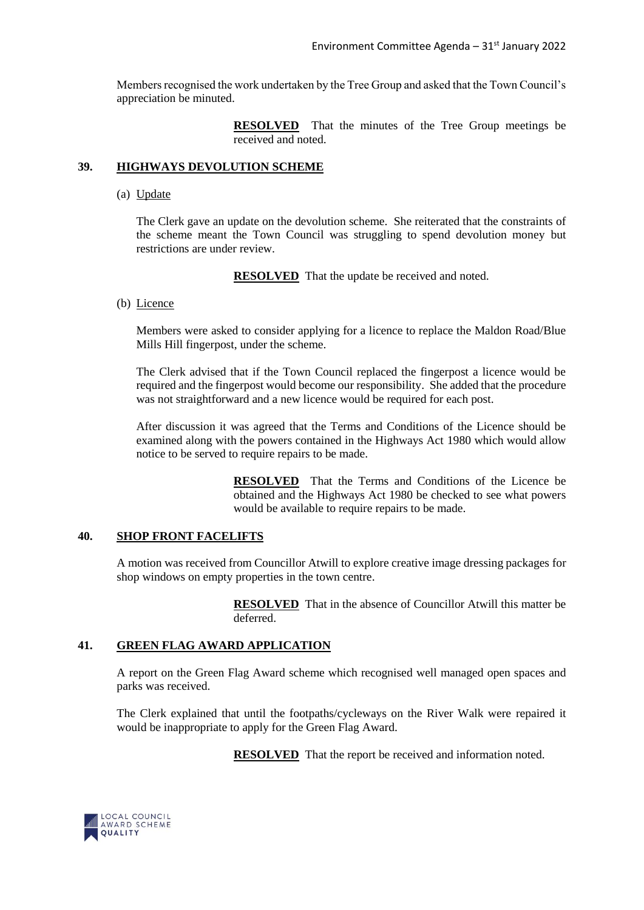Members recognised the work undertaken by the Tree Group and asked that the Town Council's appreciation be minuted.

> **RESOLVED** That the minutes of the Tree Group meetings be received and noted.

## 39. HIGHWAYS DEVOLUTION SCHEME

(a) Update

The Clerk gave an update on the devolution scheme. She reiterated that the constraints of the scheme meant the Town Council was struggling to spend devolution money but restrictions are under review.

> **RESOLVED** That the update be received and noted.

(b) Licence

Members were asked to consider applying for a licence to replace the Maldon Road/Blue Mills Hill fingerpost, under the scheme.

The Clerk advised that if the Town Council replaced the fingerpost a licence would be required and the fingerpost would become our responsibility. She added that the procedure was not straightforward and a new licence would be required for each post.

After discussion it was agreed that the Terms and Conditions of the Licence should be examined along with the powers contained in the Highways Act 1980 which would allow notice to be served to require repairs to be made.

> **RESOLVED** That the Terms and Conditions of the Licence be obtained and the Highways Act 1980 be checked to see what powers would be available to require repairs to be made.

## 40. SHOP FRONT FACELIFTS

A motion was received from Councillor Atwill to explore creative image dressing packages for shop windows on empty properties in the town centre.

> **RESOLVED** That in the absence of Councillor Atwill this matter be deferred.

## 41. GREEN FLAG AWARD APPLICATION

A report on the Green Flag Award scheme which recognised well managed open spaces and parks was received.

The Clerk explained that until the footpaths/cycleways on the River Walk were repaired it would be inappropriate to apply for the Green Flag Award.

> **RESOLVED** That the report be received and information noted.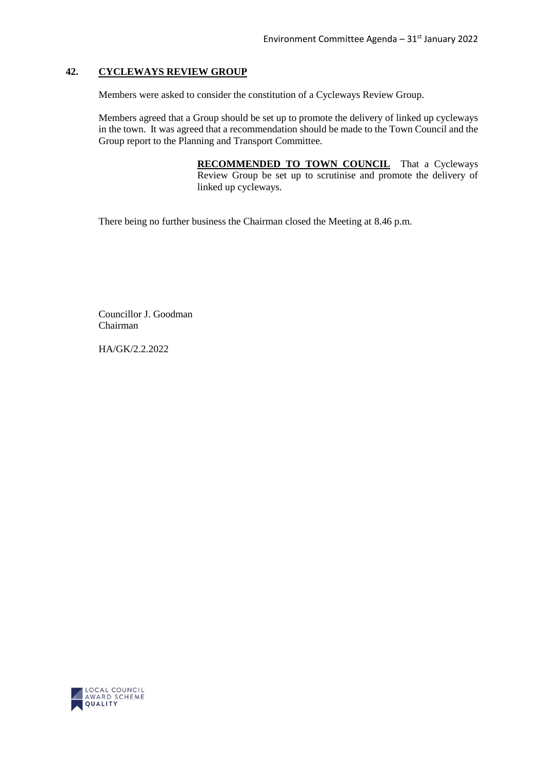## 42. CYCLEWAYS REVIEW GROUP

Members were asked to consider the constitution of a Cycleways Review Group.

Members agreed that a Group should be set up to promote the delivery of linked up cycleways in the town. It was agreed that a recommendation should be made to the Town Council and the Group report to the Planning and Transport Committee.

> **RECOMMENDED TO TOWN COUNCIL** That a Cycleways Review Group be set up to scrutinise and promote the delivery of linked up cycleways.

There being no further business the Chairman closed the Meeting at 8.46 p.m.

Councillor J. Goodman
Chairman

HA/GK/2.2.2022